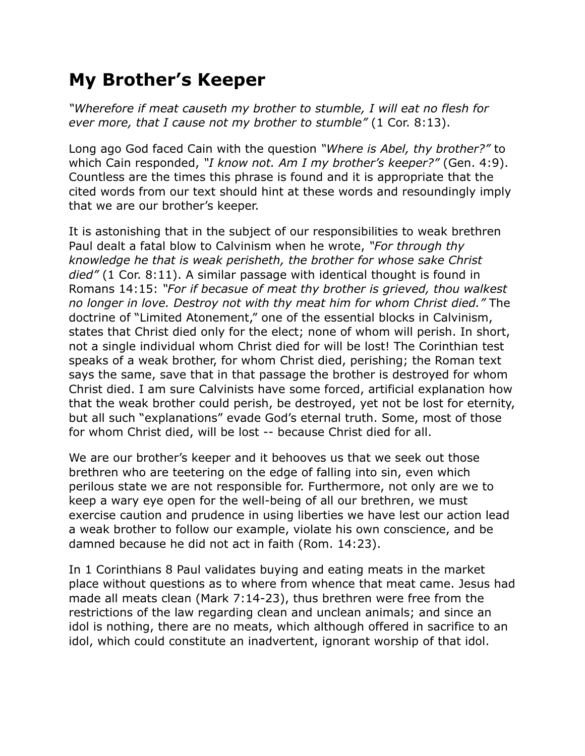# My Brother's Keeper

*"Wherefore if meat causeth my brother to stumble, I will eat no flesh for ever more, that I cause not my brother to stumble"* (1 Cor. 8:13).

Long ago God faced Cain with the question *"Where is Abel, thy brother?"* to which Cain responded, *"I know not. Am I my brother's keeper?"* (Gen. 4:9). Countless are the times this phrase is found and it is appropriate that the cited words from our text should hint at these words and resoundingly imply that we are our brother's keeper.

It is astonishing that in the subject of our responsibilities to weak brethren Paul dealt a fatal blow to Calvinism when he wrote, *"For through thy knowledge he that is weak perisheth, the brother for whose sake Christ died"* (1 Cor. 8:11). A similar passage with identical thought is found in Romans 14:15: *"For if becasue of meat thy brother is grieved, thou walkest no longer in love. Destroy not with thy meat him for whom Christ died."* The doctrine of "Limited Atonement," one of the essential blocks in Calvinism, states that Christ died only for the elect; none of whom will perish. In short, not a single individual whom Christ died for will be lost! The Corinthian test speaks of a weak brother, for whom Christ died, perishing; the Roman text says the same, save that in that passage the brother is destroyed for whom Christ died. I am sure Calvinists have some forced, artificial explanation how that the weak brother could perish, be destroyed, yet not be lost for eternity, but all such "explanations" evade God's eternal truth. Some, most of those for whom Christ died, will be lost -- because Christ died for all.

We are our brother's keeper and it behooves us that we seek out those brethren who are teetering on the edge of falling into sin, even which perilous state we are not responsible for. Furthermore, not only are we to keep a wary eye open for the well-being of all our brethren, we must exercise caution and prudence in using liberties we have lest our action lead a weak brother to follow our example, violate his own conscience, and be damned because he did not act in faith (Rom. 14:23).

In 1 Corinthians 8 Paul validates buying and eating meats in the market place without questions as to where from whence that meat came. Jesus had made all meats clean (Mark 7:14-23), thus brethren were free from the restrictions of the law regarding clean and unclean animals; and since an idol is nothing, there are no meats, which although offered in sacrifice to an idol, which could constitute an inadvertent, ignorant worship of that idol.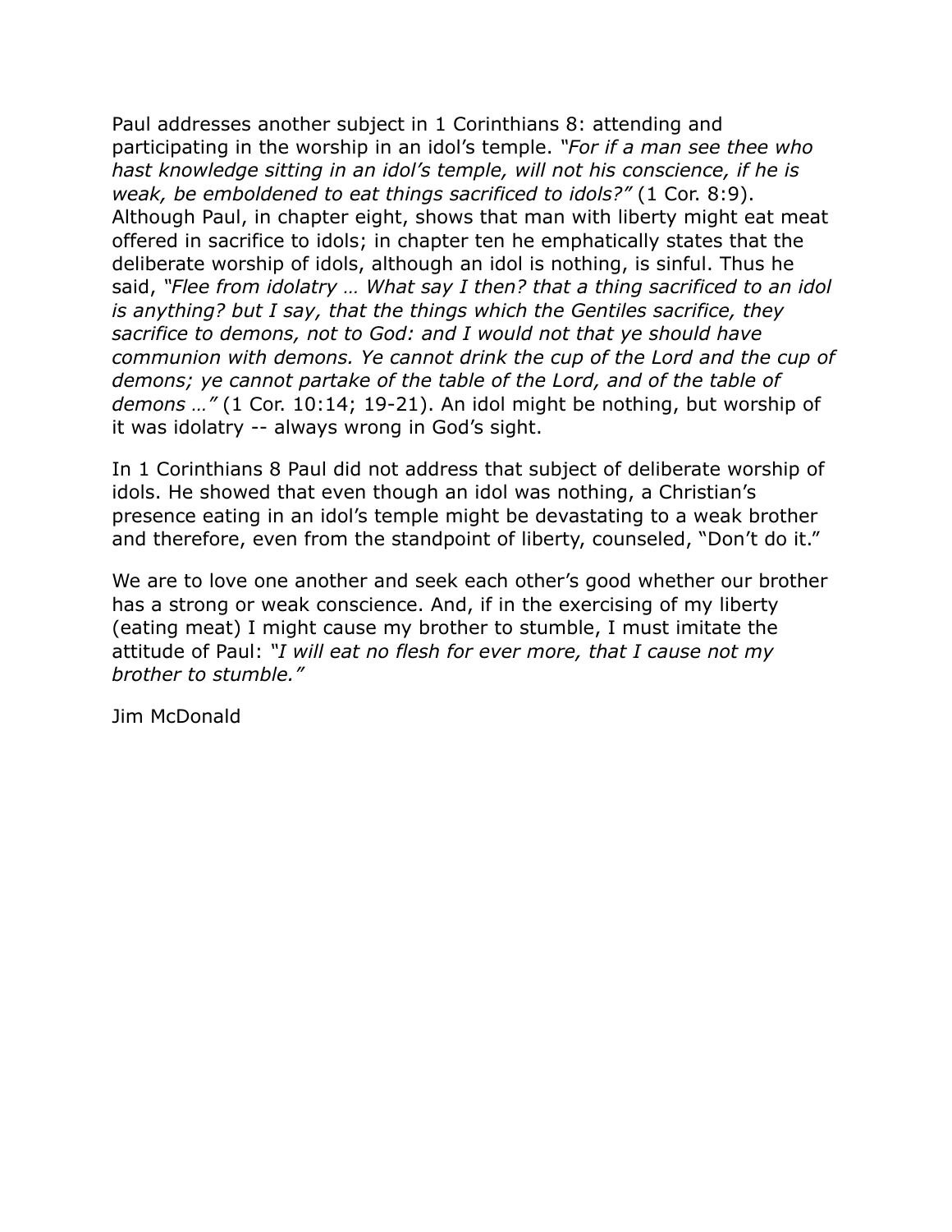Paul addresses another subject in 1 Corinthians 8: attending and participating in the worship in an idol's temple. *"For if a man see thee who hast knowledge sitting in an idol's temple, will not his conscience, if he is weak, be emboldened to eat things sacrificed to idols?"* (1 Cor. 8:9). Although Paul, in chapter eight, shows that man with liberty might eat meat offered in sacrifice to idols; in chapter ten he emphatically states that the deliberate worship of idols, although an idol is nothing, is sinful. Thus he said, *"Flee from idolatry … What say I then? that a thing sacrificed to an idol is anything? but I say, that the things which the Gentiles sacrifice, they sacrifice to demons, not to God: and I would not that ye should have communion with demons. Ye cannot drink the cup of the Lord and the cup of demons; ye cannot partake of the table of the Lord, and of the table of demons …"* (1 Cor. 10:14; 19-21). An idol might be nothing, but worship of it was idolatry -- always wrong in God's sight.

In 1 Corinthians 8 Paul did not address that subject of deliberate worship of idols. He showed that even though an idol was nothing, a Christian's presence eating in an idol's temple might be devastating to a weak brother and therefore, even from the standpoint of liberty, counseled, "Don't do it."

We are to love one another and seek each other's good whether our brother has a strong or weak conscience. And, if in the exercising of my liberty (eating meat) I might cause my brother to stumble, I must imitate the attitude of Paul: *"I will eat no flesh for ever more, that I cause not my brother to stumble."*

Jim McDonald